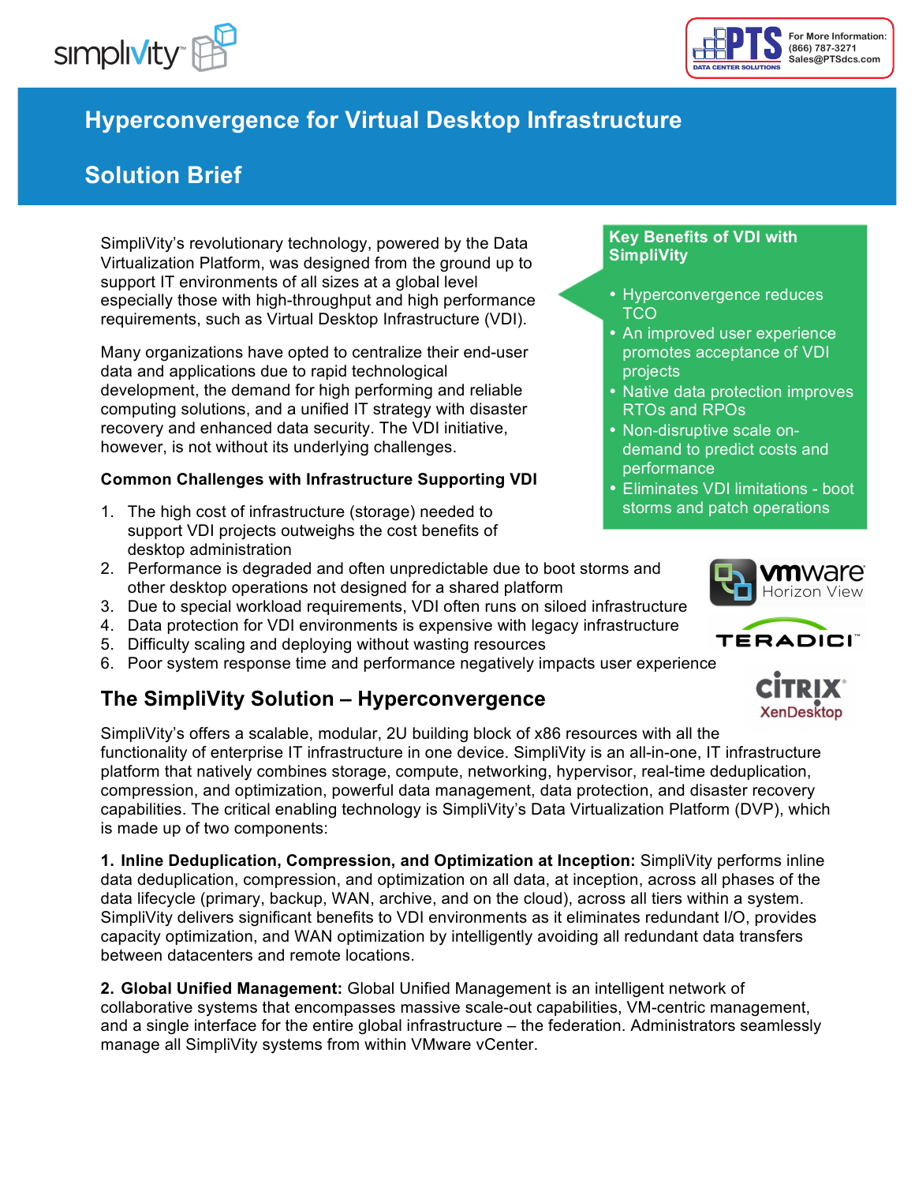# Hyperconvergence for Virtual Desktop Infrastructure

## Solution Brief

For More Information:
(866) 787-3271
Sales@PTSdcs.com

SimpliVity's revolutionary technology, powered by the Data Virtualization Platform, was designed from the ground up to support IT environments of all sizes at a global level especially those with high-throughput and high performance requirements, such as Virtual Desktop Infrastructure (VDI).

Many organizations have opted to centralize their end-user data and applications due to rapid technological development, the demand for high performing and reliable computing solutions, and a unified IT strategy with disaster recovery and enhanced data security. The VDI initiative, however, is not without its underlying challenges.

**Key Benefits of VDI with SimpliVity**

- Hyperconvergence reduces TCO
- An improved user experience promotes acceptance of VDI projects
- Native data protection improves RTOs and RPOs
- Non-disruptive scale on-demand to predict costs and performance
- Eliminates VDI limitations - boot storms and patch operations

**Common Challenges with Infrastructure Supporting VDI**

1. The high cost of infrastructure (storage) needed to support VDI projects outweighs the cost benefits of desktop administration
2. Performance is degraded and often unpredictable due to boot storms and other desktop operations not designed for a shared platform
3. Due to special workload requirements, VDI often runs on siloed infrastructure
4. Data protection for VDI environments is expensive with legacy infrastructure
5. Difficulty scaling and deploying without wasting resources
6. Poor system response time and performance negatively impacts user experience

## The SimpliVity Solution – Hyperconvergence

SimpliVity's offers a scalable, modular, 2U building block of x86 resources with all the functionality of enterprise IT infrastructure in one device. SimpliVity is an all-in-one, IT infrastructure platform that natively combines storage, compute, networking, hypervisor, real-time deduplication, compression, and optimization, powerful data management, data protection, and disaster recovery capabilities. The critical enabling technology is SimpliVity's Data Virtualization Platform (DVP), which is made up of two components:

**1. Inline Deduplication, Compression, and Optimization at Inception:** SimpliVity performs inline data deduplication, compression, and optimization on all data, at inception, across all phases of the data lifecycle (primary, backup, WAN, archive, and on the cloud), across all tiers within a system. SimpliVity delivers significant benefits to VDI environments as it eliminates redundant I/O, provides capacity optimization, and WAN optimization by intelligently avoiding all redundant data transfers between datacenters and remote locations.

**2. Global Unified Management:** Global Unified Management is an intelligent network of collaborative systems that encompasses massive scale-out capabilities, VM-centric management, and a single interface for the entire global infrastructure – the federation. Administrators seamlessly manage all SimpliVity systems from within VMware vCenter.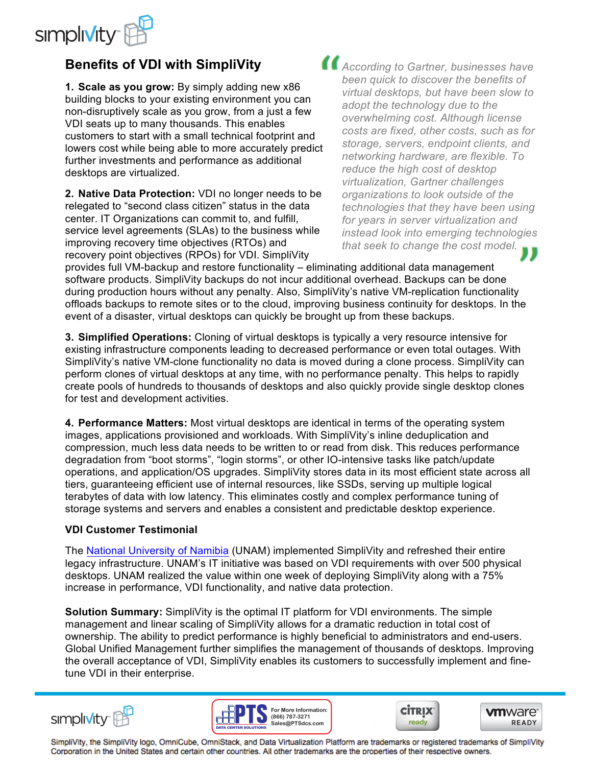## Benefits of VDI with SimpliVity

**1. Scale as you grow:** By simply adding new x86 building blocks to your existing environment you can non-disruptively scale as you grow, from a just a few VDI seats up to many thousands. This enables customers to start with a small technical footprint and lowers cost while being able to more accurately predict further investments and performance as additional desktops are virtualized.

> *According to Gartner, businesses have been quick to discover the benefits of virtual desktops, but have been slow to adopt the technology due to the overwhelming cost. Although license costs are fixed, other costs, such as for storage, servers, endpoint clients, and networking hardware, are flexible. To reduce the high cost of desktop virtualization, Gartner challenges organizations to look outside of the technologies that they have been using for years in server virtualization and instead look into emerging technologies that seek to change the cost model.*

**2. Native Data Protection:** VDI no longer needs to be relegated to "second class citizen" status in the data center. IT Organizations can commit to, and fulfill, service level agreements (SLAs) to the business while improving recovery time objectives (RTOs) and recovery point objectives (RPOs) for VDI. SimpliVity provides full VM-backup and restore functionality – eliminating additional data management software products. SimpliVity backups do not incur additional overhead. Backups can be done during production hours without any penalty. Also, SimpliVity's native VM-replication functionality offloads backups to remote sites or to the cloud, improving business continuity for desktops. In the event of a disaster, virtual desktops can quickly be brought up from these backups.

**3. Simplified Operations:** Cloning of virtual desktops is typically a very resource intensive for existing infrastructure components leading to decreased performance or even total outages. With SimpliVity's native VM-clone functionality no data is moved during a clone process. SimpliVity can perform clones of virtual desktops at any time, with no performance penalty. This helps to rapidly create pools of hundreds to thousands of desktops and also quickly provide single desktop clones for test and development activities.

**4. Performance Matters:** Most virtual desktops are identical in terms of the operating system images, applications provisioned and workloads. With SimpliVity's inline deduplication and compression, much less data needs to be written to or read from disk. This reduces performance degradation from "boot storms", "login storms", or other IO-intensive tasks like patch/update operations, and application/OS upgrades. SimpliVity stores data in its most efficient state across all tiers, guaranteeing efficient use of internal resources, like SSDs, serving up multiple logical terabytes of data with low latency. This eliminates costly and complex performance tuning of storage systems and servers and enables a consistent and predictable desktop experience.

### VDI Customer Testimonial

The National University of Namibia (UNAM) implemented SimpliVity and refreshed their entire legacy infrastructure. UNAM's IT initiative was based on VDI requirements with over 500 physical desktops. UNAM realized the value within one week of deploying SimpliVity along with a 75% increase in performance, VDI functionality, and native data protection.

**Solution Summary:** SimpliVity is the optimal IT platform for VDI environments. The simple management and linear scaling of SimpliVity allows for a dramatic reduction in total cost of ownership. The ability to predict performance is highly beneficial to administrators and end-users. Global Unified Management further simplifies the management of thousands of desktops. Improving the overall acceptance of VDI, SimpliVity enables its customers to successfully implement and fine-tune VDI in their enterprise.

PTS DATA CENTER SOLUTIONS
For More Information:
(866) 787-3271
Sales@PTSdcs.com

CITRIX ready

vmware READY

SimpliVity, the SimpliVity logo, OmniCube, OmniStack, and Data Virtualization Platform are trademarks or registered trademarks of SimpliVity Corporation in the United States and certain other countries. All other trademarks are the properties of their respective owners.